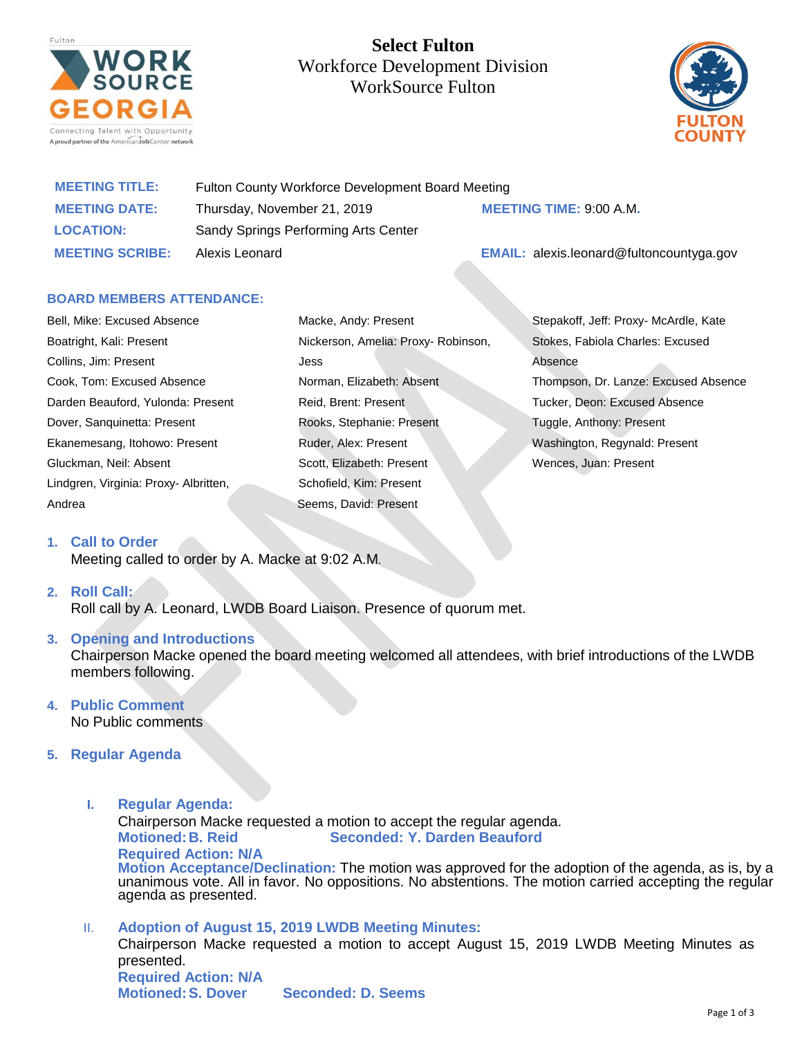**Select Fulton**
Workforce Development Division
WorkSource Fulton

| | |
|---|---|
| **MEETING TITLE:** | Fulton County Workforce Development Board Meeting |
| **MEETING DATE:** | Thursday, November 21, 2019 — **MEETING TIME:** 9:00 A.M. |
| **LOCATION:** | Sandy Springs Performing Arts Center |
| **MEETING SCRIBE:** | Alexis Leonard — **EMAIL:** alexis.leonard@fultoncountyga.gov |

**BOARD MEMBERS ATTENDANCE:**

Bell, Mike: Excused Absence
Boatright, Kali: Present
Collins, Jim: Present
Cook, Tom: Excused Absence
Darden Beauford, Yulonda: Present
Dover, Sanquinetta: Present
Ekanemesang, Itohowo: Present
Gluckman, Neil: Absent
Lindgren, Virginia: Proxy- Albritten, Andrea
Macke, Andy: Present
Nickerson, Amelia: Proxy- Robinson, Jess
Norman, Elizabeth: Absent
Reid, Brent: Present
Rooks, Stephanie: Present
Ruder, Alex: Present
Scott, Elizabeth: Present
Schofield, Kim: Present
Seems, David: Present
Stepakoff, Jeff: Proxy- McArdle, Kate
Stokes, Fabiola Charles: Excused Absence
Thompson, Dr. Lanze: Excused Absence
Tucker, Deon: Excused Absence
Tuggle, Anthony: Present
Washington, Regynald: Present
Wences, Juan: Present

1. **Call to Order**
   Meeting called to order by A. Macke at 9:02 A.M.

2. **Roll Call:**
   Roll call by A. Leonard, LWDB Board Liaison. Presence of quorum met.

3. **Opening and Introductions**
   Chairperson Macke opened the board meeting welcomed all attendees, with brief introductions of the LWDB members following.

4. **Public Comment**
   No Public comments

5. **Regular Agenda**

   I. **Regular Agenda:**
   Chairperson Macke requested a motion to accept the regular agenda.
   **Motioned: B. Reid** **Seconded: Y. Darden Beauford**
   **Required Action: N/A**
   **Motion Acceptance/Declination:** The motion was approved for the adoption of the agenda, as is, by a unanimous vote. All in favor. No oppositions. No abstentions. The motion carried accepting the regular agenda as presented.

   II. **Adoption of August 15, 2019 LWDB Meeting Minutes:**
   Chairperson Macke requested a motion to accept August 15, 2019 LWDB Meeting Minutes as presented.
   **Required Action: N/A**
   **Motioned: S. Dover** **Seconded: D. Seems**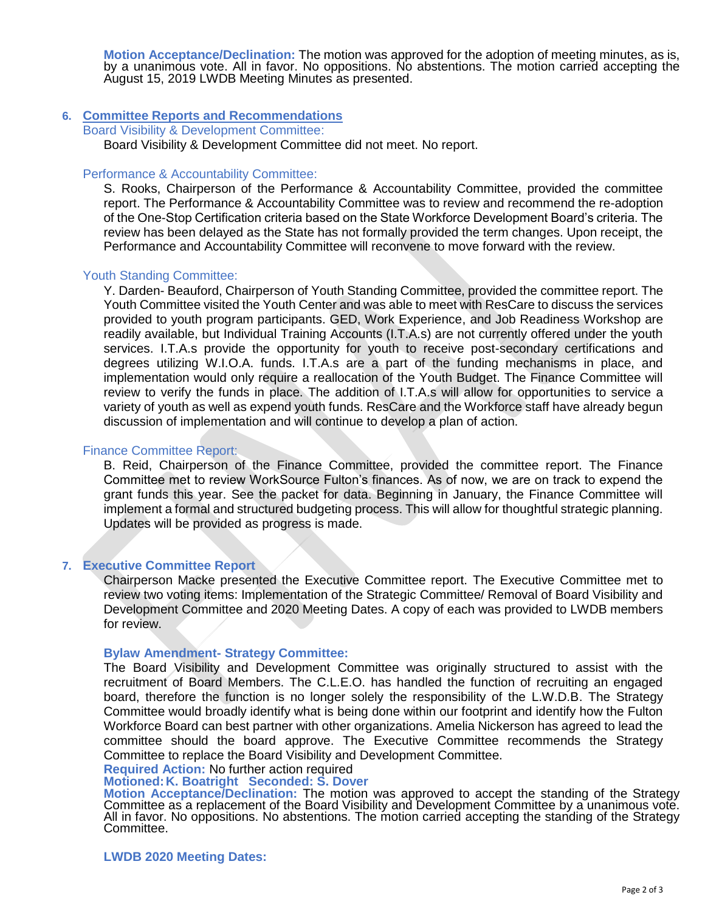**Motion Acceptance/Declination:** The motion was approved for the adoption of meeting minutes, as is, by a unanimous vote. All in favor. No oppositions. No abstentions. The motion carried accepting the August 15, 2019 LWDB Meeting Minutes as presented.

## 6. Committee Reports and Recommendations

### Board Visibility & Development Committee:

Board Visibility & Development Committee did not meet. No report.

### Performance & Accountability Committee:

S. Rooks, Chairperson of the Performance & Accountability Committee, provided the committee report. The Performance & Accountability Committee was to review and recommend the re-adoption of the One-Stop Certification criteria based on the State Workforce Development Board's criteria. The review has been delayed as the State has not formally provided the term changes. Upon receipt, the Performance and Accountability Committee will reconvene to move forward with the review.

### Youth Standing Committee:

Y. Darden- Beauford, Chairperson of Youth Standing Committee, provided the committee report. The Youth Committee visited the Youth Center and was able to meet with ResCare to discuss the services provided to youth program participants. GED, Work Experience, and Job Readiness Workshop are readily available, but Individual Training Accounts (I.T.A.s) are not currently offered under the youth services. I.T.A.s provide the opportunity for youth to receive post-secondary certifications and degrees utilizing W.I.O.A. funds. I.T.A.s are a part of the funding mechanisms in place, and implementation would only require a reallocation of the Youth Budget. The Finance Committee will review to verify the funds in place. The addition of I.T.A.s will allow for opportunities to service a variety of youth as well as expend youth funds. ResCare and the Workforce staff have already begun discussion of implementation and will continue to develop a plan of action.

### Finance Committee Report:

B. Reid, Chairperson of the Finance Committee, provided the committee report. The Finance Committee met to review WorkSource Fulton's finances. As of now, we are on track to expend the grant funds this year. See the packet for data. Beginning in January, the Finance Committee will implement a formal and structured budgeting process. This will allow for thoughtful strategic planning. Updates will be provided as progress is made.

## 7. Executive Committee Report

Chairperson Macke presented the Executive Committee report. The Executive Committee met to review two voting items: Implementation of the Strategic Committee/ Removal of Board Visibility and Development Committee and 2020 Meeting Dates. A copy of each was provided to LWDB members for review.

**Bylaw Amendment- Strategy Committee:**

The Board Visibility and Development Committee was originally structured to assist with the recruitment of Board Members. The C.L.E.O. has handled the function of recruiting an engaged board, therefore the function is no longer solely the responsibility of the L.W.D.B. The Strategy Committee would broadly identify what is being done within our footprint and identify how the Fulton Workforce Board can best partner with other organizations. Amelia Nickerson has agreed to lead the committee should the board approve. The Executive Committee recommends the Strategy Committee to replace the Board Visibility and Development Committee.

**Required Action:** No further action required

**Motioned: K. Boatright Seconded: S. Dover**

**Motion Acceptance/Declination:** The motion was approved to accept the standing of the Strategy Committee as a replacement of the Board Visibility and Development Committee by a unanimous vote. All in favor. No oppositions. No abstentions. The motion carried accepting the standing of the Strategy Committee.

**LWDB 2020 Meeting Dates:**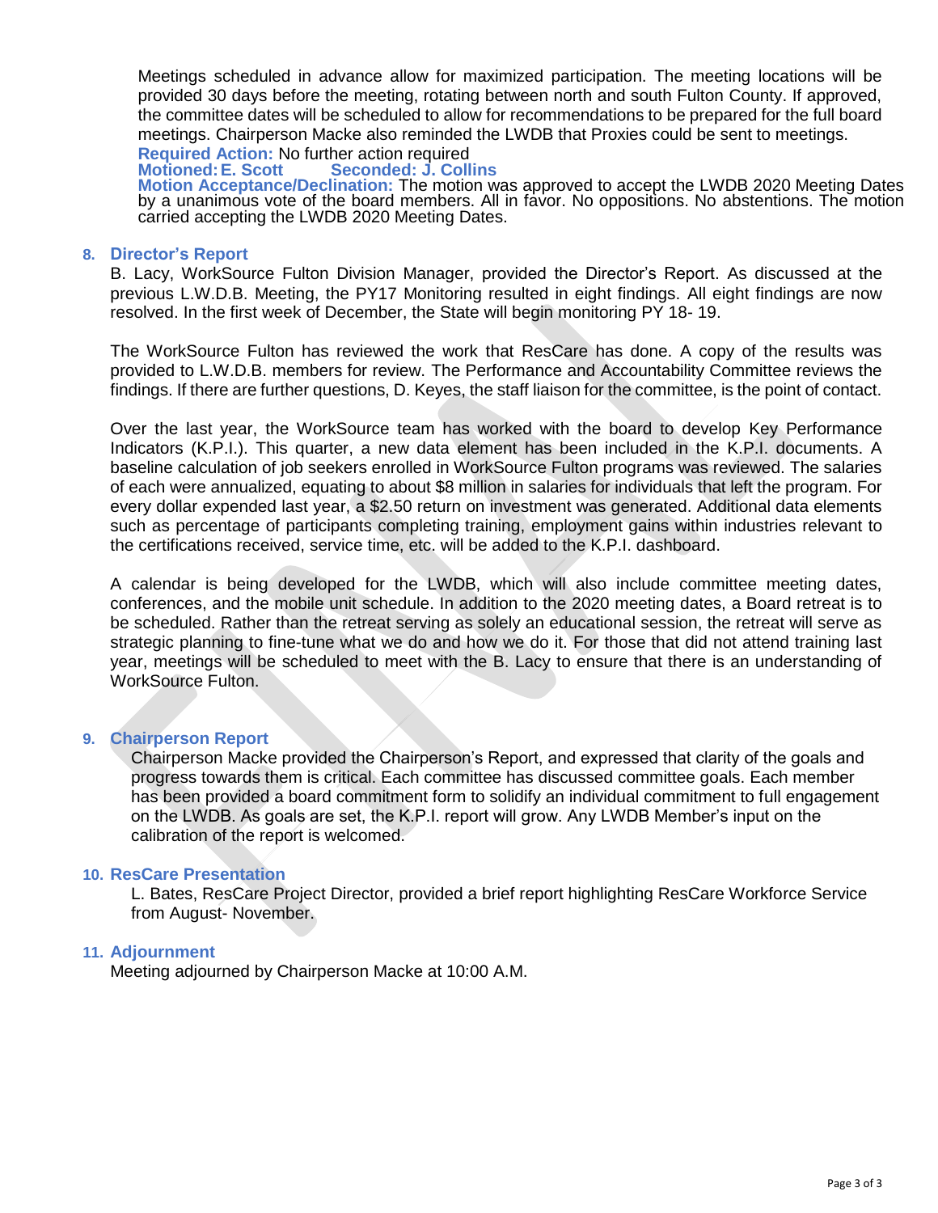Meetings scheduled in advance allow for maximized participation. The meeting locations will be provided 30 days before the meeting, rotating between north and south Fulton County. If approved, the committee dates will be scheduled to allow for recommendations to be prepared for the full board meetings. Chairperson Macke also reminded the LWDB that Proxies could be sent to meetings.

**Required Action:** No further action required

**Motioned:** E. Scott **Seconded:** J. Collins

**Motion Acceptance/Declination:** The motion was approved to accept the LWDB 2020 Meeting Dates by a unanimous vote of the board members. All in favor. No oppositions. No abstentions. The motion carried accepting the LWDB 2020 Meeting Dates.

### 8. Director's Report

B. Lacy, WorkSource Fulton Division Manager, provided the Director's Report. As discussed at the previous L.W.D.B. Meeting, the PY17 Monitoring resulted in eight findings. All eight findings are now resolved. In the first week of December, the State will begin monitoring PY 18- 19.

The WorkSource Fulton has reviewed the work that ResCare has done. A copy of the results was provided to L.W.D.B. members for review. The Performance and Accountability Committee reviews the findings. If there are further questions, D. Keyes, the staff liaison for the committee, is the point of contact.

Over the last year, the WorkSource team has worked with the board to develop Key Performance Indicators (K.P.I.). This quarter, a new data element has been included in the K.P.I. documents. A baseline calculation of job seekers enrolled in WorkSource Fulton programs was reviewed. The salaries of each were annualized, equating to about $8 million in salaries for individuals that left the program. For every dollar expended last year, a $2.50 return on investment was generated. Additional data elements such as percentage of participants completing training, employment gains within industries relevant to the certifications received, service time, etc. will be added to the K.P.I. dashboard.

A calendar is being developed for the LWDB, which will also include committee meeting dates, conferences, and the mobile unit schedule. In addition to the 2020 meeting dates, a Board retreat is to be scheduled. Rather than the retreat serving as solely an educational session, the retreat will serve as strategic planning to fine-tune what we do and how we do it. For those that did not attend training last year, meetings will be scheduled to meet with the B. Lacy to ensure that there is an understanding of WorkSource Fulton.

### 9. Chairperson Report

Chairperson Macke provided the Chairperson's Report, and expressed that clarity of the goals and progress towards them is critical. Each committee has discussed committee goals. Each member has been provided a board commitment form to solidify an individual commitment to full engagement on the LWDB. As goals are set, the K.P.I. report will grow. Any LWDB Member's input on the calibration of the report is welcomed.

### 10. ResCare Presentation

L. Bates, ResCare Project Director, provided a brief report highlighting ResCare Workforce Service from August- November.

### 11. Adjournment

Meeting adjourned by Chairperson Macke at 10:00 A.M.